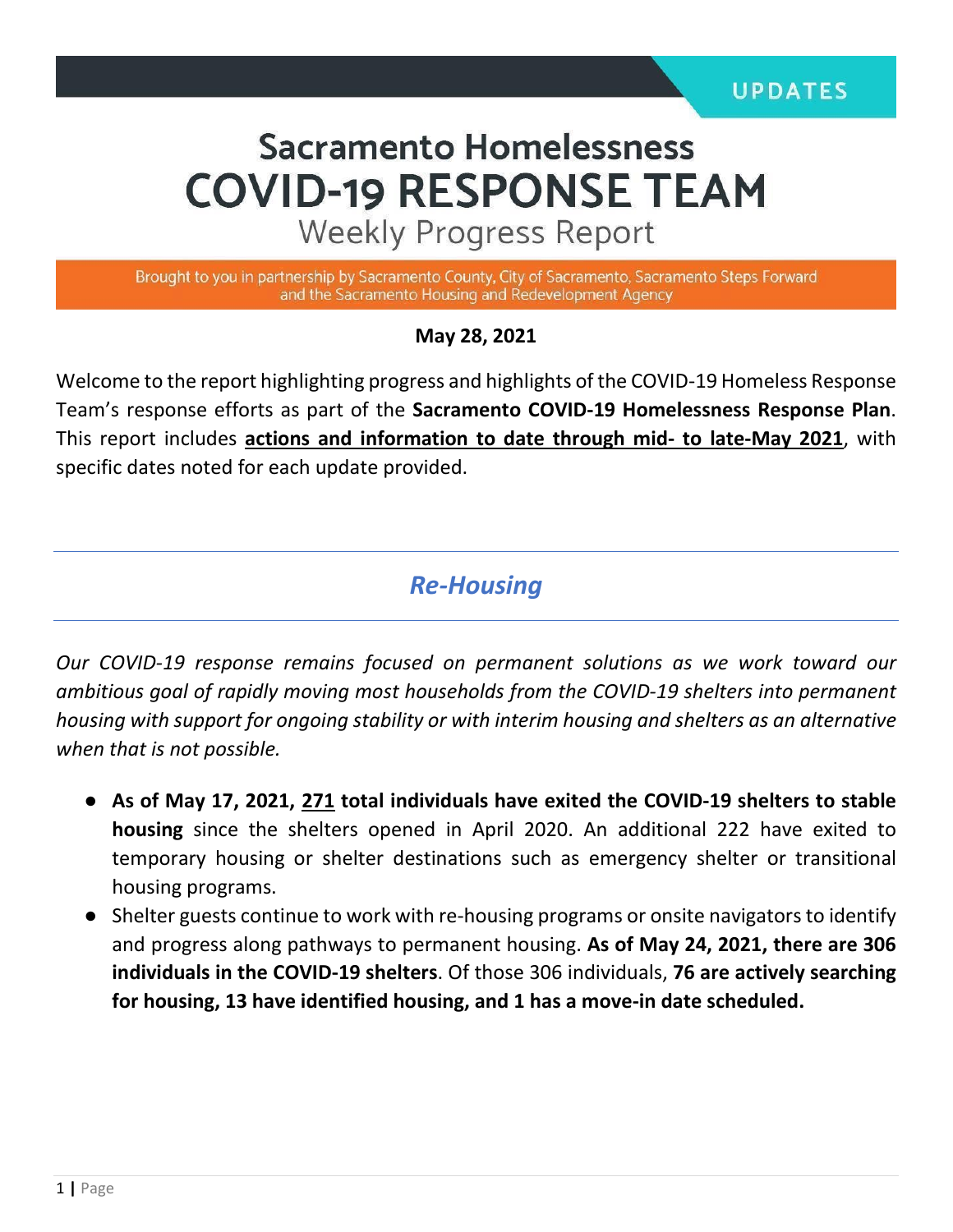UPDATES

# Sacramento Homelessness COVID-19 RESPONSE TEAM

## Weekly Progress Report

Brought to you in partnership by Sacramento County, City of Sacramento, Sacramento Steps Forward and the Sacramento Housing and Redevelopment Agency

**May 28, 2021**

Welcome to the report highlighting progress and highlights of the COVID-19 Homeless Response Team's response efforts as part of the **Sacramento COVID-19 Homelessness Response Plan**. This report includes **actions and information to date through mid- to late-May 2021**, with specific dates noted for each update provided.

---

## *Re-Housing*

---

*Our COVID-19 response remains focused on permanent solutions as we work toward our ambitious goal of rapidly moving most households from the COVID-19 shelters into permanent housing with support for ongoing stability or with interim housing and shelters as an alternative when that is not possible.*

- **As of May 17, 2021, 271 total individuals have exited the COVID-19 shelters to stable housing** since the shelters opened in April 2020. An additional 222 have exited to temporary housing or shelter destinations such as emergency shelter or transitional housing programs.
- Shelter guests continue to work with re-housing programs or onsite navigators to identify and progress along pathways to permanent housing. **As of May 24, 2021, there are 306 individuals in the COVID-19 shelters**. Of those 306 individuals, **76 are actively searching for housing, 13 have identified housing, and 1 has a move-in date scheduled.**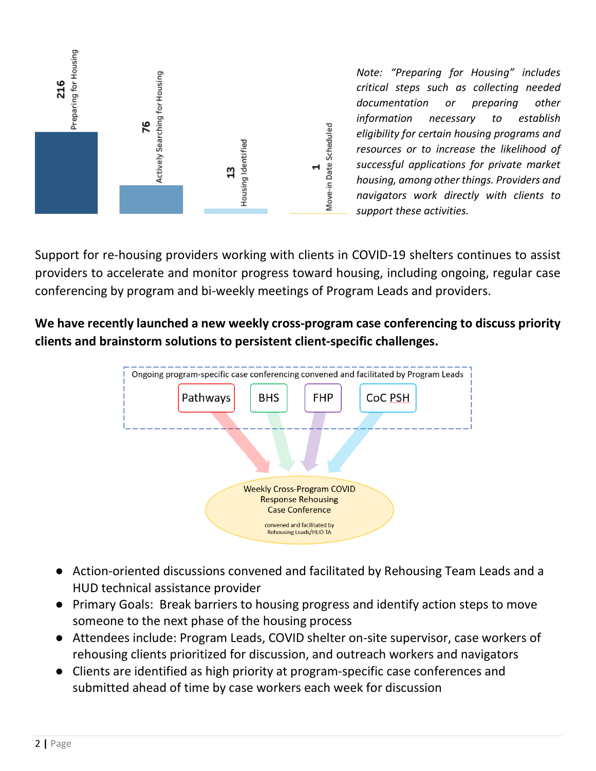| Stage | Count |
| --- | --- |
| Preparing for Housing | 216 |
| Actively Searching for Housing | 76 |
| Housing Identified | 13 |
| Move-in Date Scheduled | 1 |

*Note: "Preparing for Housing" includes critical steps such as collecting needed documentation or preparing other information necessary to establish eligibility for certain housing programs and resources or to increase the likelihood of successful applications for private market housing, among other things. Providers and navigators work directly with clients to support these activities.*

Support for re-housing providers working with clients in COVID-19 shelters continues to assist providers to accelerate and monitor progress toward housing, including ongoing, regular case conferencing by program and bi-weekly meetings of Program Leads and providers.

**We have recently launched a new weekly cross-program case conferencing to discuss priority clients and brainstorm solutions to persistent client-specific challenges.**

Ongoing program-specific case conferencing convened and facilitated by Program Leads

Pathways | BHS | FHP | CoC PSH

Weekly Cross-Program COVID Response Rehousing Case Conference

convened and facilitated by Rehousing Leads/HUD TA

- Action-oriented discussions convened and facilitated by Rehousing Team Leads and a HUD technical assistance provider
- Primary Goals: Break barriers to housing progress and identify action steps to move someone to the next phase of the housing process
- Attendees include: Program Leads, COVID shelter on-site supervisor, case workers of rehousing clients prioritized for discussion, and outreach workers and navigators
- Clients are identified as high priority at program-specific case conferences and submitted ahead of time by case workers each week for discussion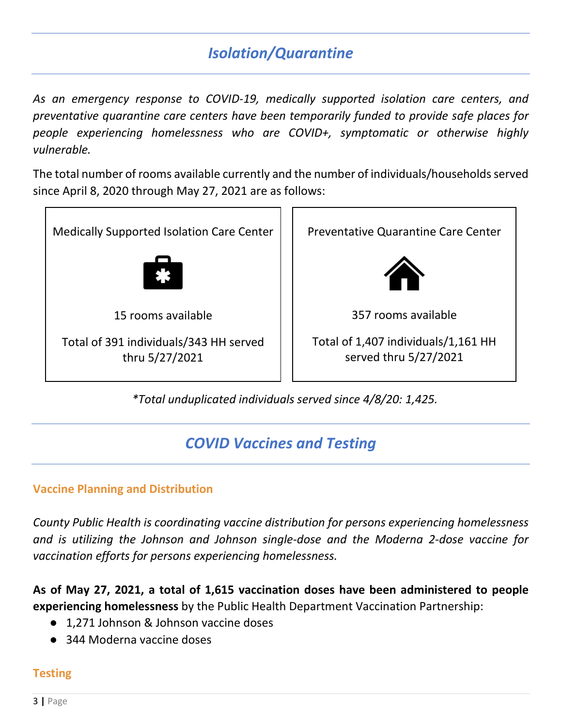## *Isolation/Quarantine*

*As an emergency response to COVID-19, medically supported isolation care centers, and preventative quarantine care centers have been temporarily funded to provide safe places for people experiencing homelessness who are COVID+, symptomatic or otherwise highly vulnerable.*

The total number of rooms available currently and the number of individuals/households served since April 8, 2020 through May 27, 2021 are as follows:

| Medically Supported Isolation Care Center | Preventative Quarantine Care Center |
|---|---|
| 15 rooms available | 357 rooms available |
| Total of 391 individuals/343 HH served thru 5/27/2021 | Total of 1,407 individuals/1,161 HH served thru 5/27/2021 |

*\*Total unduplicated individuals served since 4/8/20: 1,425.*

## *COVID Vaccines and Testing*

### Vaccine Planning and Distribution

*County Public Health is coordinating vaccine distribution for persons experiencing homelessness and is utilizing the Johnson and Johnson single-dose and the Moderna 2-dose vaccine for vaccination efforts for persons experiencing homelessness.*

**As of May 27, 2021, a total of 1,615 vaccination doses have been administered to people experiencing homelessness** by the Public Health Department Vaccination Partnership:

- 1,271 Johnson & Johnson vaccine doses
- 344 Moderna vaccine doses

### Testing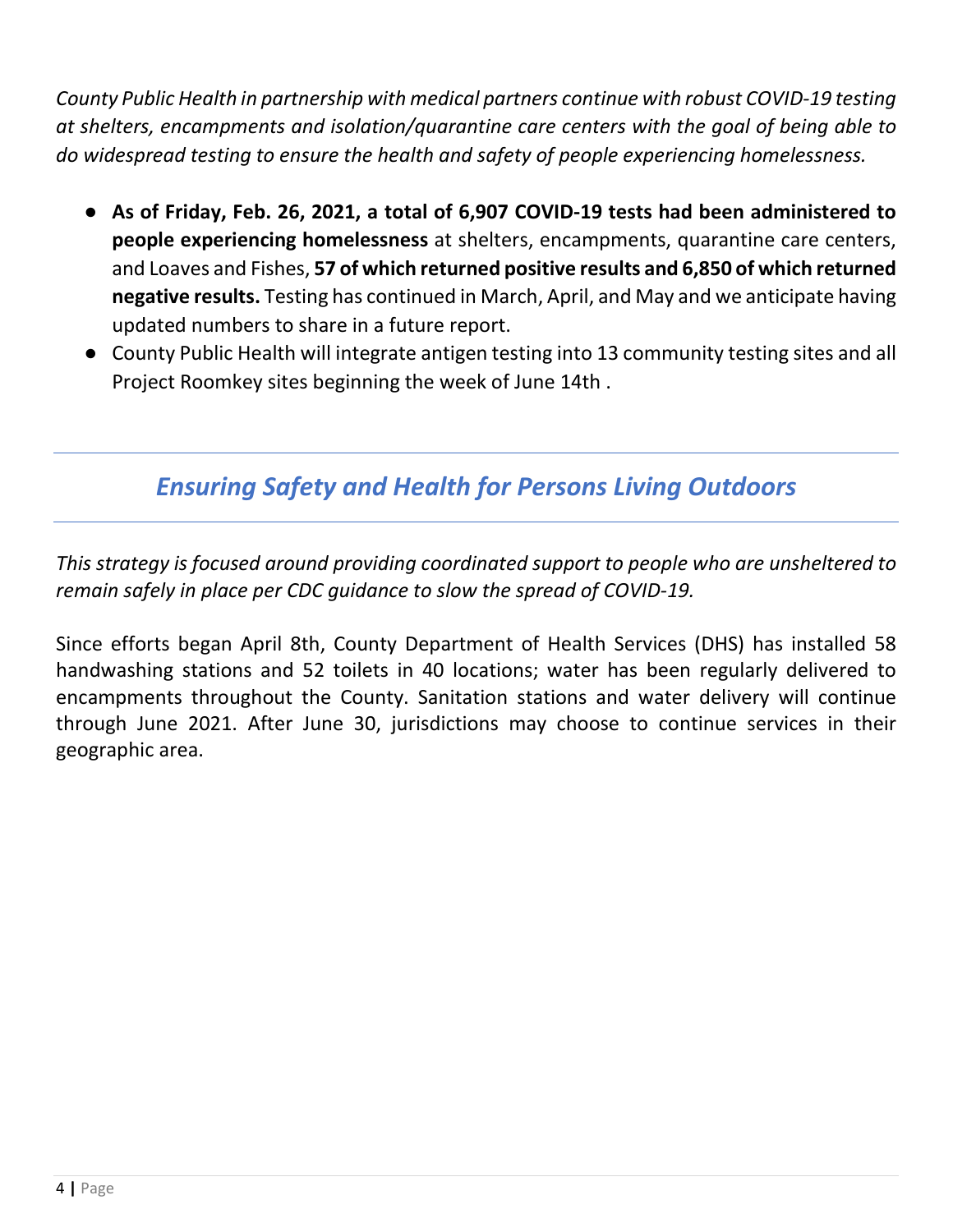*County Public Health in partnership with medical partners continue with robust COVID-19 testing at shelters, encampments and isolation/quarantine care centers with the goal of being able to do widespread testing to ensure the health and safety of people experiencing homelessness.*

- **As of Friday, Feb. 26, 2021, a total of 6,907 COVID-19 tests had been administered to people experiencing homelessness** at shelters, encampments, quarantine care centers, and Loaves and Fishes, **57 of which returned positive results and 6,850 of which returned negative results.** Testing has continued in March, April, and May and we anticipate having updated numbers to share in a future report.
- County Public Health will integrate antigen testing into 13 community testing sites and all Project Roomkey sites beginning the week of June 14th .

## *Ensuring Safety and Health for Persons Living Outdoors*

*This strategy is focused around providing coordinated support to people who are unsheltered to remain safely in place per CDC guidance to slow the spread of COVID-19.*

Since efforts began April 8th, County Department of Health Services (DHS) has installed 58 handwashing stations and 52 toilets in 40 locations; water has been regularly delivered to encampments throughout the County. Sanitation stations and water delivery will continue through June 2021. After June 30, jurisdictions may choose to continue services in their geographic area.